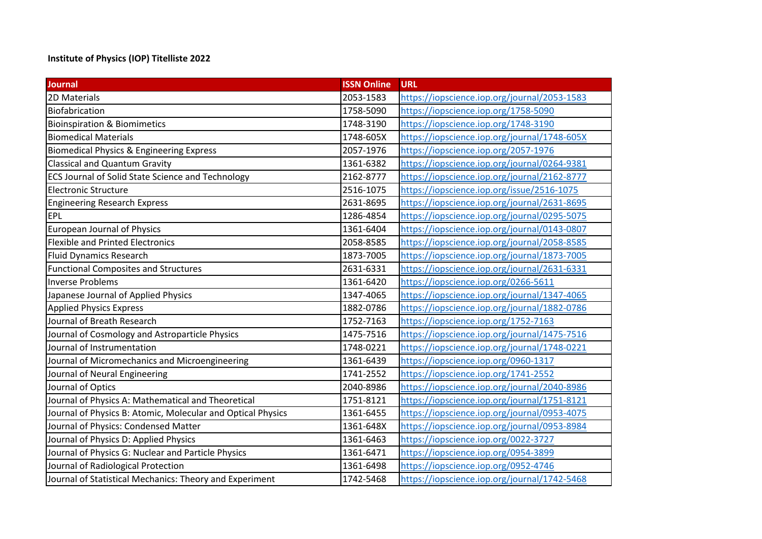**Institute of Physics (IOP) Titelliste 2022**

| Journal | ISSN Online | URL |
|---|---|---|
| 2D Materials | 2053-1583 | https://iopscience.iop.org/journal/2053-1583 |
| Biofabrication | 1758-5090 | https://iopscience.iop.org/1758-5090 |
| Bioinspiration & Biomimetics | 1748-3190 | https://iopscience.iop.org/1748-3190 |
| Biomedical Materials | 1748-605X | https://iopscience.iop.org/journal/1748-605X |
| Biomedical Physics & Engineering Express | 2057-1976 | https://iopscience.iop.org/2057-1976 |
| Classical and Quantum Gravity | 1361-6382 | https://iopscience.iop.org/journal/0264-9381 |
| ECS Journal of Solid State Science and Technology | 2162-8777 | https://iopscience.iop.org/journal/2162-8777 |
| Electronic Structure | 2516-1075 | https://iopscience.iop.org/issue/2516-1075 |
| Engineering Research Express | 2631-8695 | https://iopscience.iop.org/journal/2631-8695 |
| EPL | 1286-4854 | https://iopscience.iop.org/journal/0295-5075 |
| European Journal of Physics | 1361-6404 | https://iopscience.iop.org/journal/0143-0807 |
| Flexible and Printed Electronics | 2058-8585 | https://iopscience.iop.org/journal/2058-8585 |
| Fluid Dynamics Research | 1873-7005 | https://iopscience.iop.org/journal/1873-7005 |
| Functional Composites and Structures | 2631-6331 | https://iopscience.iop.org/journal/2631-6331 |
| Inverse Problems | 1361-6420 | https://iopscience.iop.org/0266-5611 |
| Japanese Journal of Applied Physics | 1347-4065 | https://iopscience.iop.org/journal/1347-4065 |
| Applied Physics Express | 1882-0786 | https://iopscience.iop.org/journal/1882-0786 |
| Journal of Breath Research | 1752-7163 | https://iopscience.iop.org/1752-7163 |
| Journal of Cosmology and Astroparticle Physics | 1475-7516 | https://iopscience.iop.org/journal/1475-7516 |
| Journal of Instrumentation | 1748-0221 | https://iopscience.iop.org/journal/1748-0221 |
| Journal of Micromechanics and Microengineering | 1361-6439 | https://iopscience.iop.org/0960-1317 |
| Journal of Neural Engineering | 1741-2552 | https://iopscience.iop.org/1741-2552 |
| Journal of Optics | 2040-8986 | https://iopscience.iop.org/journal/2040-8986 |
| Journal of Physics A: Mathematical and Theoretical | 1751-8121 | https://iopscience.iop.org/journal/1751-8121 |
| Journal of Physics B: Atomic, Molecular and Optical Physics | 1361-6455 | https://iopscience.iop.org/journal/0953-4075 |
| Journal of Physics: Condensed Matter | 1361-648X | https://iopscience.iop.org/journal/0953-8984 |
| Journal of Physics D: Applied Physics | 1361-6463 | https://iopscience.iop.org/0022-3727 |
| Journal of Physics G: Nuclear and Particle Physics | 1361-6471 | https://iopscience.iop.org/0954-3899 |
| Journal of Radiological Protection | 1361-6498 | https://iopscience.iop.org/0952-4746 |
| Journal of Statistical Mechanics: Theory and Experiment | 1742-5468 | https://iopscience.iop.org/journal/1742-5468 |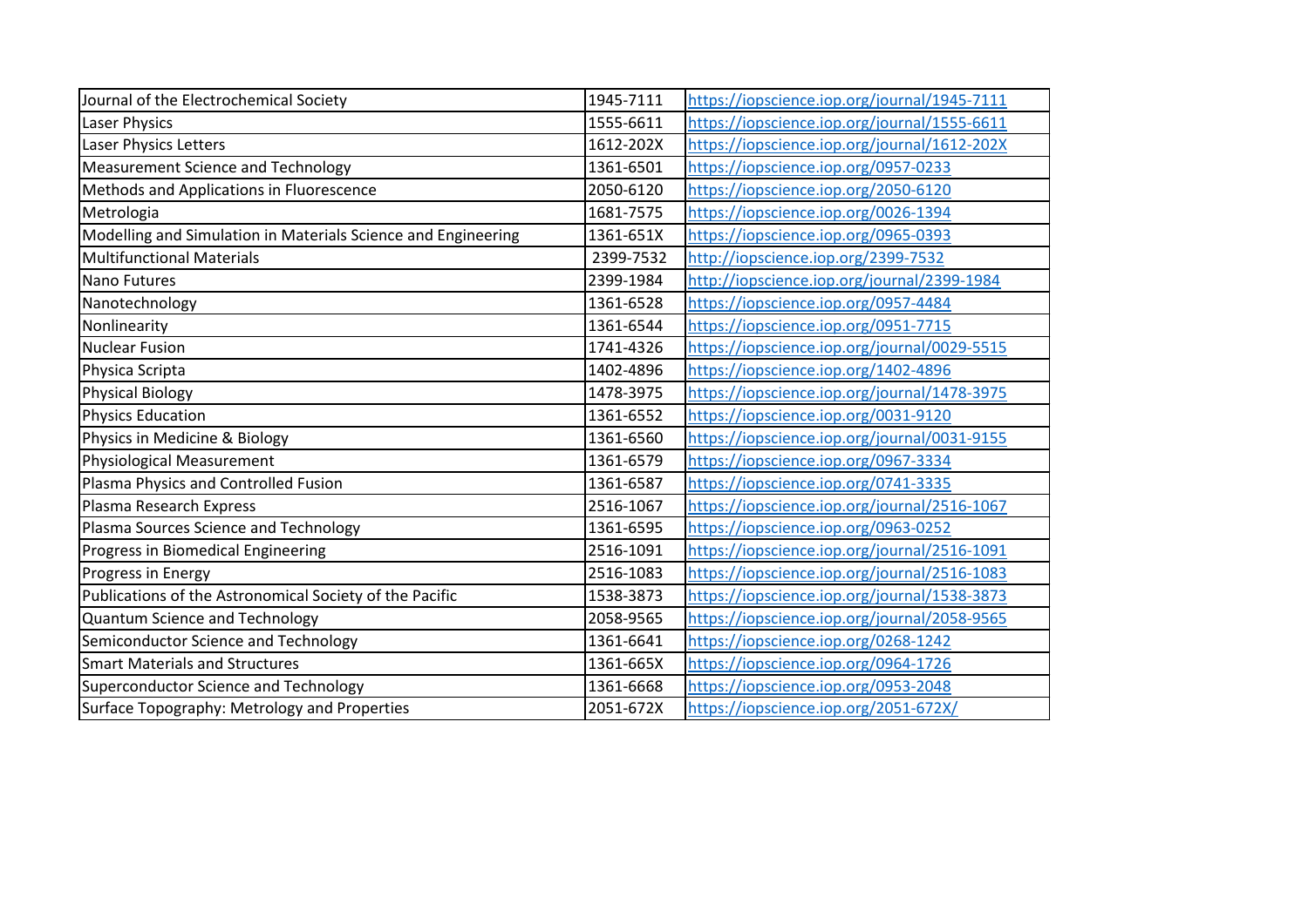| | | |
|---|---|---|
| Journal of the Electrochemical Society | 1945-7111 | https://iopscience.iop.org/journal/1945-7111 |
| Laser Physics | 1555-6611 | https://iopscience.iop.org/journal/1555-6611 |
| Laser Physics Letters | 1612-202X | https://iopscience.iop.org/journal/1612-202X |
| Measurement Science and Technology | 1361-6501 | https://iopscience.iop.org/0957-0233 |
| Methods and Applications in Fluorescence | 2050-6120 | https://iopscience.iop.org/2050-6120 |
| Metrologia | 1681-7575 | https://iopscience.iop.org/0026-1394 |
| Modelling and Simulation in Materials Science and Engineering | 1361-651X | https://iopscience.iop.org/0965-0393 |
| Multifunctional Materials | 2399-7532 | http://iopscience.iop.org/2399-7532 |
| Nano Futures | 2399-1984 | http://iopscience.iop.org/journal/2399-1984 |
| Nanotechnology | 1361-6528 | https://iopscience.iop.org/0957-4484 |
| Nonlinearity | 1361-6544 | https://iopscience.iop.org/0951-7715 |
| Nuclear Fusion | 1741-4326 | https://iopscience.iop.org/journal/0029-5515 |
| Physica Scripta | 1402-4896 | https://iopscience.iop.org/1402-4896 |
| Physical Biology | 1478-3975 | https://iopscience.iop.org/journal/1478-3975 |
| Physics Education | 1361-6552 | https://iopscience.iop.org/0031-9120 |
| Physics in Medicine & Biology | 1361-6560 | https://iopscience.iop.org/journal/0031-9155 |
| Physiological Measurement | 1361-6579 | https://iopscience.iop.org/0967-3334 |
| Plasma Physics and Controlled Fusion | 1361-6587 | https://iopscience.iop.org/0741-3335 |
| Plasma Research Express | 2516-1067 | https://iopscience.iop.org/journal/2516-1067 |
| Plasma Sources Science and Technology | 1361-6595 | https://iopscience.iop.org/0963-0252 |
| Progress in Biomedical Engineering | 2516-1091 | https://iopscience.iop.org/journal/2516-1091 |
| Progress in Energy | 2516-1083 | https://iopscience.iop.org/journal/2516-1083 |
| Publications of the Astronomical Society of the Pacific | 1538-3873 | https://iopscience.iop.org/journal/1538-3873 |
| Quantum Science and Technology | 2058-9565 | https://iopscience.iop.org/journal/2058-9565 |
| Semiconductor Science and Technology | 1361-6641 | https://iopscience.iop.org/0268-1242 |
| Smart Materials and Structures | 1361-665X | https://iopscience.iop.org/0964-1726 |
| Superconductor Science and Technology | 1361-6668 | https://iopscience.iop.org/0953-2048 |
| Surface Topography: Metrology and Properties | 2051-672X | https://iopscience.iop.org/2051-672X/ |